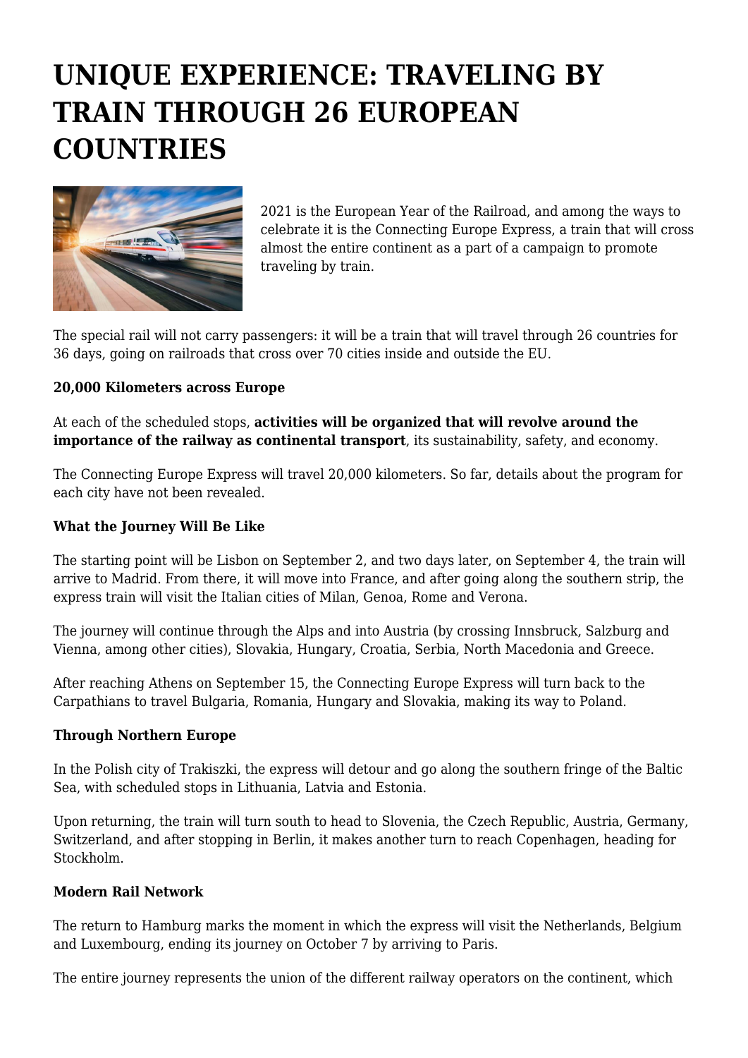# UNIQUE EXPERIENCE: TRAVELING BY TRAIN THROUGH 26 EUROPEAN COUNTRIES

2021 is the European Year of the Railroad, and among the ways to celebrate it is the Connecting Europe Express, a train that will cross almost the entire continent as a part of a campaign to promote traveling by train.

The special rail will not carry passengers: it will be a train that will travel through 26 countries for 36 days, going on railroads that cross over 70 cities inside and outside the EU.

**20,000 Kilometers across Europe**

At each of the scheduled stops, **activities will be organized that will revolve around the importance of the railway as continental transport**, its sustainability, safety, and economy.

The Connecting Europe Express will travel 20,000 kilometers. So far, details about the program for each city have not been revealed.

**What the Journey Will Be Like**

The starting point will be Lisbon on September 2, and two days later, on September 4, the train will arrive to Madrid. From there, it will move into France, and after going along the southern strip, the express train will visit the Italian cities of Milan, Genoa, Rome and Verona.

The journey will continue through the Alps and into Austria (by crossing Innsbruck, Salzburg and Vienna, among other cities), Slovakia, Hungary, Croatia, Serbia, North Macedonia and Greece.

After reaching Athens on September 15, the Connecting Europe Express will turn back to the Carpathians to travel Bulgaria, Romania, Hungary and Slovakia, making its way to Poland.

**Through Northern Europe**

In the Polish city of Trakiszki, the express will detour and go along the southern fringe of the Baltic Sea, with scheduled stops in Lithuania, Latvia and Estonia.

Upon returning, the train will turn south to head to Slovenia, the Czech Republic, Austria, Germany, Switzerland, and after stopping in Berlin, it makes another turn to reach Copenhagen, heading for Stockholm.

**Modern Rail Network**

The return to Hamburg marks the moment in which the express will visit the Netherlands, Belgium and Luxembourg, ending its journey on October 7 by arriving to Paris.

The entire journey represents the union of the different railway operators on the continent, which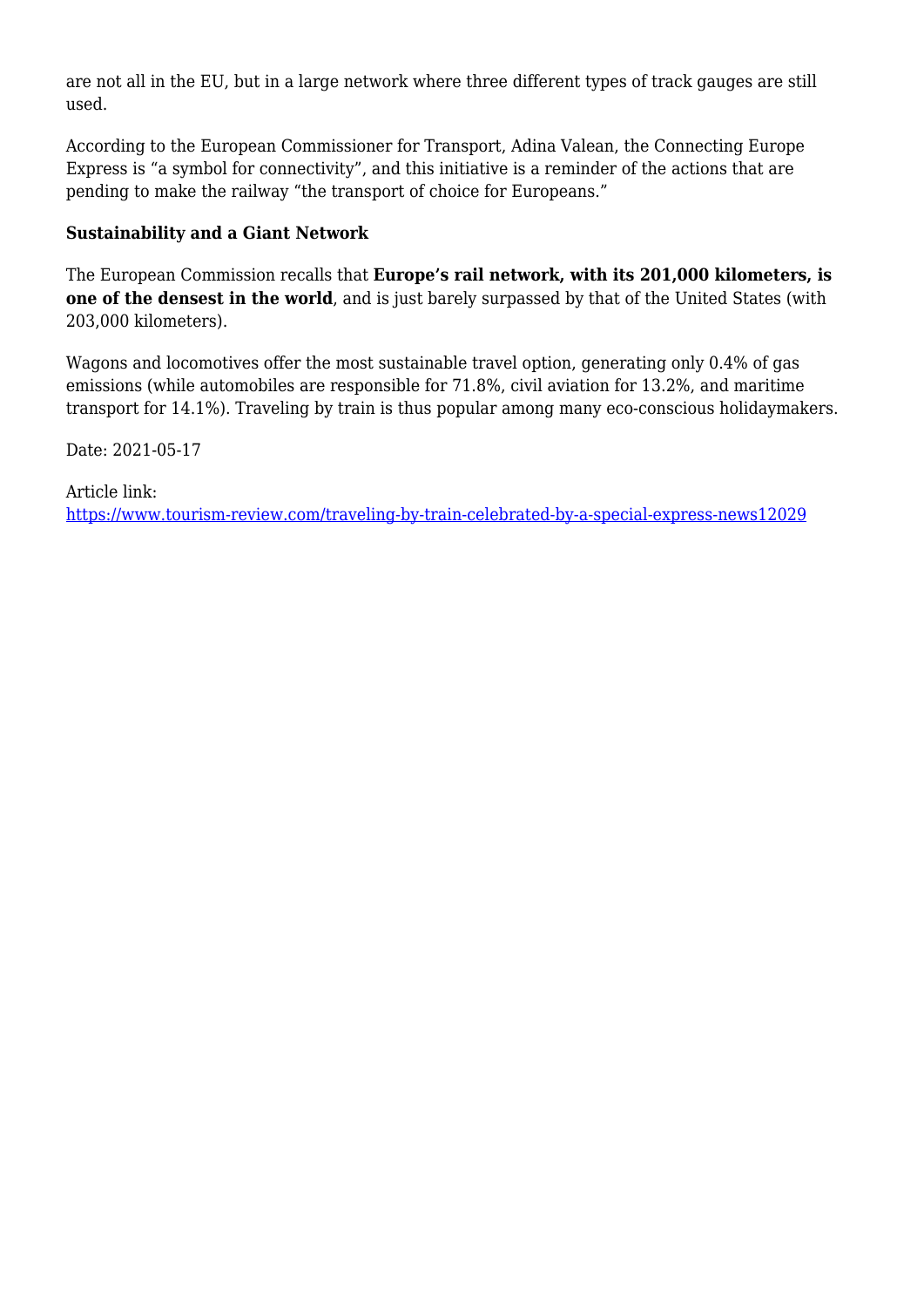are not all in the EU, but in a large network where three different types of track gauges are still used.

According to the European Commissioner for Transport, Adina Valean, the Connecting Europe Express is "a symbol for connectivity", and this initiative is a reminder of the actions that are pending to make the railway "the transport of choice for Europeans."

**Sustainability and a Giant Network**

The European Commission recalls that **Europe's rail network, with its 201,000 kilometers, is one of the densest in the world**, and is just barely surpassed by that of the United States (with 203,000 kilometers).

Wagons and locomotives offer the most sustainable travel option, generating only 0.4% of gas emissions (while automobiles are responsible for 71.8%, civil aviation for 13.2%, and maritime transport for 14.1%). Traveling by train is thus popular among many eco-conscious holidaymakers.

Date: 2021-05-17

Article link:
https://www.tourism-review.com/traveling-by-train-celebrated-by-a-special-express-news12029